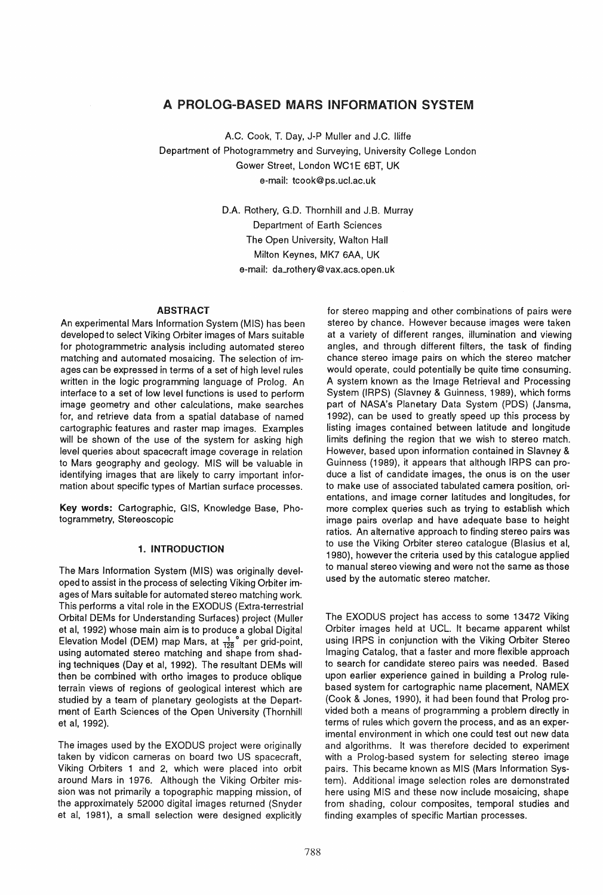# A PROLOG-BASED MARS INFORMATION SYSTEM

A.C. Cook, T. Day, J-P Muller and J.C. Iliffe
Department of Photogrammetry and Surveying, University College London
Gower Street, London WC1E 6BT, UK
e-mail: tcook@ps.ucl.ac.uk

D.A. Rothery, G.D. Thornhill and J.B. Murray
Department of Earth Sciences
The Open University, Walton Hall
Milton Keynes, MK7 6AA, UK
e-mail: da_rothery@vax.acs.open.uk

## ABSTRACT

An experimental Mars Information System (MIS) has been developed to select Viking Orbiter images of Mars suitable for photogrammetric analysis including automated stereo matching and automated mosaicing. The selection of images can be expressed in terms of a set of high level rules written in the logic programming language of Prolog. An interface to a set of low level functions is used to perform image geometry and other calculations, make searches for, and retrieve data from a spatial database of named cartographic features and raster map images. Examples will be shown of the use of the system for asking high level queries about spacecraft image coverage in relation to Mars geography and geology. MIS will be valuable in identifying images that are likely to carry important information about specific types of Martian surface processes.

**Key words:** Cartographic, GIS, Knowledge Base, Photogrammetry, Stereoscopic

## 1. INTRODUCTION

The Mars Information System (MIS) was originally developed to assist in the process of selecting Viking Orbiter images of Mars suitable for automated stereo matching work. This performs a vital role in the EXODUS (Extra-terrestrial Orbital DEMs for Understanding Surfaces) project (Muller et al, 1992) whose main aim is to produce a global Digital Elevation Model (DEM) map Mars, at $\frac{1}{128}°$ per grid-point, using automated stereo matching and shape from shading techniques (Day et al, 1992). The resultant DEMs will then be combined with ortho images to produce oblique terrain views of regions of geological interest which are studied by a team of planetary geologists at the Department of Earth Sciences of the Open University (Thornhill et al, 1992).

The images used by the EXODUS project were originally taken by vidicon cameras on board two US spacecraft, Viking Orbiters 1 and 2, which were placed into orbit around Mars in 1976. Although the Viking Orbiter mission was not primarily a topographic mapping mission, of the approximately 52000 digital images returned (Snyder et al, 1981), a small selection were designed explicitly for stereo mapping and other combinations of pairs were stereo by chance. However because images were taken at a variety of different ranges, illumination and viewing angles, and through different filters, the task of finding chance stereo image pairs on which the stereo matcher would operate, could potentially be quite time consuming. A system known as the Image Retrieval and Processing System (IRPS) (Slavney & Guinness, 1989), which forms part of NASA's Planetary Data System (PDS) (Jansma, 1992), can be used to greatly speed up this process by listing images contained between latitude and longitude limits defining the region that we wish to stereo match. However, based upon information contained in Slavney & Guinness (1989), it appears that although IRPS can produce a list of candidate images, the onus is on the user to make use of associated tabulated camera position, orientations, and image corner latitudes and longitudes, for more complex queries such as trying to establish which image pairs overlap and have adequate base to height ratios. An alternative approach to finding stereo pairs was to use the Viking Orbiter stereo catalogue (Blasius et al, 1980), however the criteria used by this catalogue applied to manual stereo viewing and were not the same as those used by the automatic stereo matcher.

The EXODUS project has access to some 13472 Viking Orbiter images held at UCL. It became apparent whilst using IRPS in conjunction with the Viking Orbiter Stereo Imaging Catalog, that a faster and more flexible approach to search for candidate stereo pairs was needed. Based upon earlier experience gained in building a Prolog rule-based system for cartographic name placement, NAMEX (Cook & Jones, 1990), it had been found that Prolog provided both a means of programming a problem directly in terms of rules which govern the process, and as an experimental environment in which one could test out new data and algorithms. It was therefore decided to experiment with a Prolog-based system for selecting stereo image pairs. This became known as MIS (Mars Information System). Additional image selection roles are demonstrated here using MIS and these now include mosaicing, shape from shading, colour composites, temporal studies and finding examples of specific Martian processes.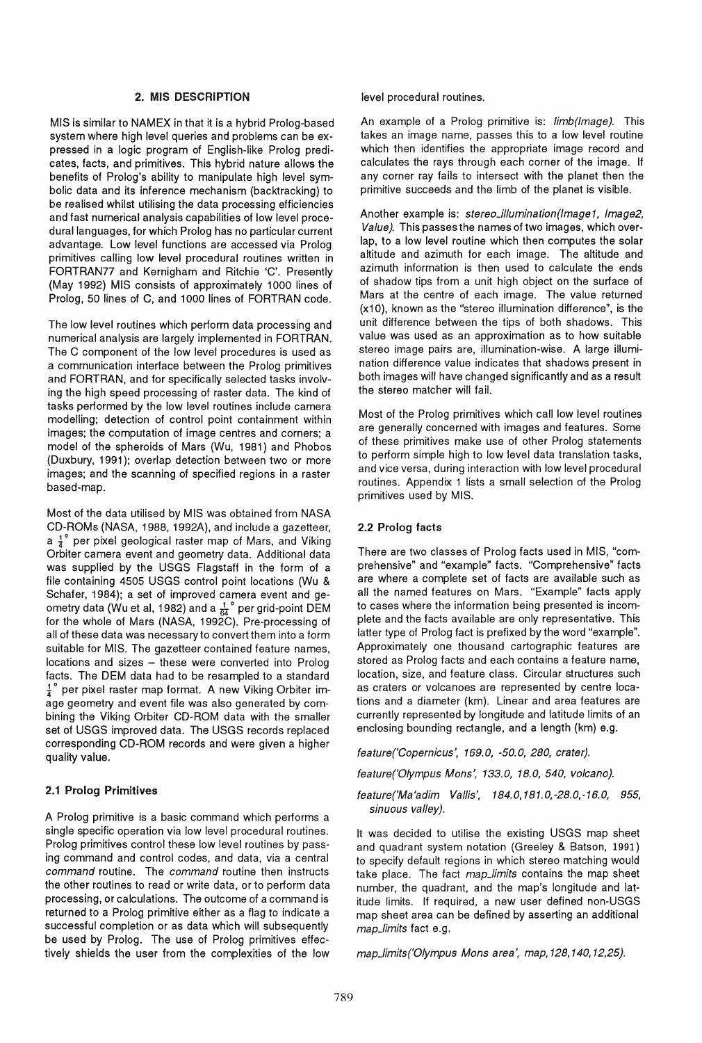## 2. MIS DESCRIPTION

MIS is similar to NAMEX in that it is a hybrid Prolog-based system where high level queries and problems can be expressed in a logic program of English-like Prolog predicates, facts, and primitives. This hybrid nature allows the benefits of Prolog's ability to manipulate high level symbolic data and its inference mechanism (backtracking) to be realised whilst utilising the data processing efficiencies and fast numerical analysis capabilities of low level procedural languages, for which Prolog has no particular current advantage. Low level functions are accessed via Prolog primitives calling low level procedural routines written in FORTRAN77 and Kernigham and Ritchie 'C'. Presently (May 1992) MIS consists of approximately 1000 lines of Prolog, 50 lines of C, and 1000 lines of FORTRAN code.

The low level routines which perform data processing and numerical analysis are largely implemented in FORTRAN. The C component of the low level procedures is used as a communication interface between the Prolog primitives and FORTRAN, and for specifically selected tasks involving the high speed processing of raster data. The kind of tasks performed by the low level routines include camera modelling; detection of control point containment within images; the computation of image centres and corners; a model of the spheroids of Mars (Wu, 1981) and Phobos (Duxbury, 1991); overlap detection between two or more images; and the scanning of specified regions in a raster based-map.

Most of the data utilised by MIS was obtained from NASA CD-ROMs (NASA, 1988, 1992A), and include a gazetteer, a $\frac{1}{4}°$ per pixel geological raster map of Mars, and Viking Orbiter camera event and geometry data. Additional data was supplied by the USGS Flagstaff in the form of a file containing 4505 USGS control point locations (Wu & Schafer, 1984); a set of improved camera event and geometry data (Wu et al, 1982) and a $\frac{1}{64}°$ per grid-point DEM for the whole of Mars (NASA, 1992C). Pre-processing of all of these data was necessary to convert them into a form suitable for MIS. The gazetteer contained feature names, locations and sizes – these were converted into Prolog facts. The DEM data had to be resampled to a standard $\frac{1}{4}°$ per pixel raster map format. A new Viking Orbiter image geometry and event file was also generated by combining the Viking Orbiter CD-ROM data with the smaller set of USGS improved data. The USGS records replaced corresponding CD-ROM records and were given a higher quality value.

### 2.1 Prolog Primitives

A Prolog primitive is a basic command which performs a single specific operation via low level procedural routines. Prolog primitives control these low level routines by passing command and control codes, and data, via a central *command* routine. The *command* routine then instructs the other routines to read or write data, or to perform data processing, or calculations. The outcome of a command is returned to a Prolog primitive either as a flag to indicate a successful completion or as data which will subsequently be used by Prolog. The use of Prolog primitives effectively shields the user from the complexities of the low level procedural routines.

An example of a Prolog primitive is: *limb(Image)*. This takes an image name, passes this to a low level routine which then identifies the appropriate image record and calculates the rays through each corner of the image. If any corner ray fails to intersect with the planet then the primitive succeeds and the limb of the planet is visible.

Another example is: *stereo_illumination(Image1, Image2, Value)*. This passes the names of two images, which overlap, to a low level routine which then computes the solar altitude and azimuth for each image. The altitude and azimuth information is then used to calculate the ends of shadow tips from a unit high object on the surface of Mars at the centre of each image. The value returned (x10), known as the "stereo illumination difference", is the unit difference between the tips of both shadows. This value was used as an approximation as to how suitable stereo image pairs are, illumination-wise. A large illumination difference value indicates that shadows present in both images will have changed significantly and as a result the stereo matcher will fail.

Most of the Prolog primitives which call low level routines are generally concerned with images and features. Some of these primitives make use of other Prolog statements to perform simple high to low level data translation tasks, and vice versa, during interaction with low level procedural routines. Appendix 1 lists a small selection of the Prolog primitives used by MIS.

### 2.2 Prolog facts

There are two classes of Prolog facts used in MIS, "comprehensive" and "example" facts. "Comprehensive" facts are where a complete set of facts are available such as all the named features on Mars. "Example" facts apply to cases where the information being presented is incomplete and the facts available are only representative. This latter type of Prolog fact is prefixed by the word "example". Approximately one thousand cartographic features are stored as Prolog facts and each contains a feature name, location, size, and feature class. Circular structures such as craters or volcanoes are represented by centre locations and a diameter (km). Linear and area features are currently represented by longitude and latitude limits of an enclosing bounding rectangle, and a length (km) e.g.

*feature('Copernicus', 169.0, -50.0, 280, crater).*

*feature('Olympus Mons', 133.0, 18.0, 540, volcano).*

*feature('Ma'adim Vallis', 184.0,181.0,-28.0,-16.0, 955, sinuous valley).*

It was decided to utilise the existing USGS map sheet and quadrant system notation (Greeley & Batson, 1991) to specify default regions in which stereo matching would take place. The fact *map_limits* contains the map sheet number, the quadrant, and the map's longitude and latitude limits. If required, a new user defined non-USGS map sheet area can be defined by asserting an additional *map_limits* fact e.g.

*map_limits('Olympus Mons area', map,128,140,12,25).*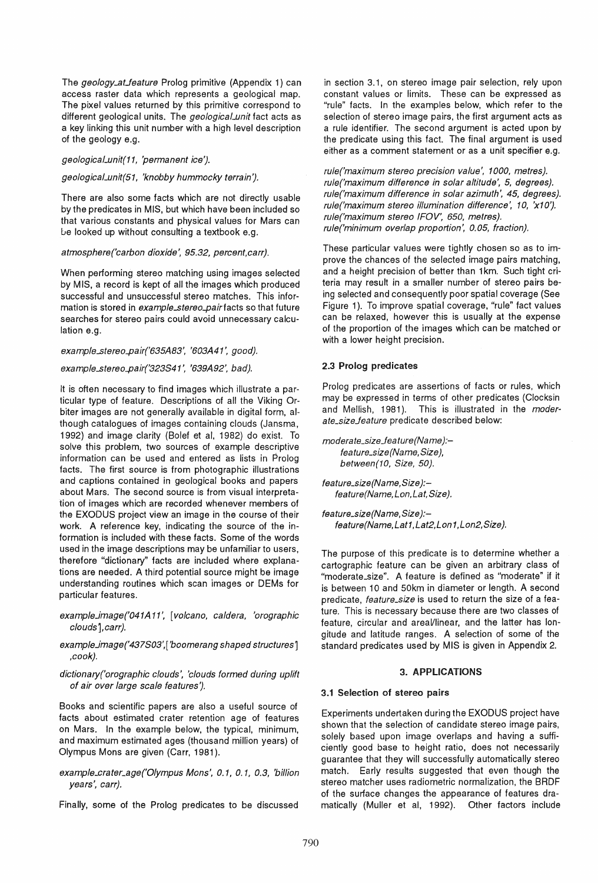The *geology_at_feature* Prolog primitive (Appendix 1) can access raster data which represents a geological map. The pixel values returned by this primitive correspond to different geological units. The *geological_unit* fact acts as a key linking this unit number with a high level description of the geology e.g.

*geological_unit(11, 'permanent ice').*

*geological_unit(51, 'knobby hummocky terrain').*

There are also some facts which are not directly usable by the predicates in MIS, but which have been included so that various constants and physical values for Mars can be looked up without consulting a textbook e.g.

*atmosphere('carbon dioxide', 95.32, percent,carr).*

When performing stereo matching using images selected by MIS, a record is kept of all the images which produced successful and unsuccessful stereo matches. This information is stored in *example_stereo_pair* facts so that future searches for stereo pairs could avoid unnecessary calculation e.g.

*example_stereo_pair('635A83', '603A41', good).*

*example_stereo_pair('323S41', '639A92', bad).*

It is often necessary to find images which illustrate a particular type of feature. Descriptions of all the Viking Orbiter images are not generally available in digital form, although catalogues of images containing clouds (Jansma, 1992) and image clarity (Bolef et al, 1982) do exist. To solve this problem, two sources of example descriptive information can be used and entered as lists in Prolog facts. The first source is from photographic illustrations and captions contained in geological books and papers about Mars. The second source is from visual interpretation of images which are recorded whenever members of the EXODUS project view an image in the course of their work. A reference key, indicating the source of the information is included with these facts. Some of the words used in the image descriptions may be unfamiliar to users, therefore "dictionary" facts are included where explanations are needed. A third potential source might be image understanding routines which scan images or DEMs for particular features.

*example_image('041A11', [volcano, caldera, 'orographic clouds'],carr).*

*example_image('437S03',['boomerang shaped structures'] ,cook).*

*dictionary('orographic clouds', 'clouds formed during uplift of air over large scale features').*

Books and scientific papers are also a useful source of facts about estimated crater retention age of features on Mars. In the example below, the typical, minimum, and maximum estimated ages (thousand million years) of Olympus Mons are given (Carr, 1981).

*example_crater_age('Olympus Mons', 0.1, 0.1, 0.3, 'billion years', carr).*

Finally, some of the Prolog predicates to be discussed in section 3.1, on stereo image pair selection, rely upon constant values or limits. These can be expressed as "rule" facts. In the examples below, which refer to the selection of stereo image pairs, the first argument acts as a rule identifier. The second argument is acted upon by the predicate using this fact. The final argument is used either as a comment statement or as a unit specifier e.g.

*rule('maximum stereo precision value', 1000, metres).*
*rule('maximum difference in solar altitude', 5, degrees).*
*rule('maximum difference in solar azimuth', 45, degrees).*
*rule('maximum stereo illumination difference', 10, 'x10').*
*rule('maximum stereo IFOV', 650, metres).*
*rule('minimum overlap proportion', 0.05, fraction).*

These particular values were tightly chosen so as to improve the chances of the selected image pairs matching, and a height precision of better than 1km. Such tight criteria may result in a smaller number of stereo pairs being selected and consequently poor spatial coverage (See Figure 1). To improve spatial coverage, "rule" fact values can be relaxed, however this is usually at the expense of the proportion of the images which can be matched or with a lower height precision.

### 2.3 Prolog predicates

Prolog predicates are assertions of facts or rules, which may be expressed in terms of other predicates (Clocksin and Mellish, 1981). This is illustrated in the *moderate_size_feature* predicate described below:

```
moderate_size_feature(Name):-
    feature_size(Name,Size),
    between(10, Size, 50).

feature_size(Name,Size):-
    feature(Name,Lon,Lat,Size).

feature_size(Name,Size):-
    feature(Name,Lat1,Lat2,Lon1,Lon2,Size).
```

The purpose of this predicate is to determine whether a cartographic feature can be given an arbitrary class of "moderate_size". A feature is defined as "moderate" if it is between 10 and 50km in diameter or length. A second predicate, *feature_size* is used to return the size of a feature. This is necessary because there are two classes of feature, circular and areal/linear, and the latter has longitude and latitude ranges. A selection of some of the standard predicates used by MIS is given in Appendix 2.

## 3. APPLICATIONS

### 3.1 Selection of stereo pairs

Experiments undertaken during the EXODUS project have shown that the selection of candidate stereo image pairs, solely based upon image overlaps and having a sufficiently good base to height ratio, does not necessarily guarantee that they will successfully automatically stereo match. Early results suggested that even though the stereo matcher uses radiometric normalization, the BRDF of the surface changes the appearance of features dramatically (Muller et al, 1992). Other factors include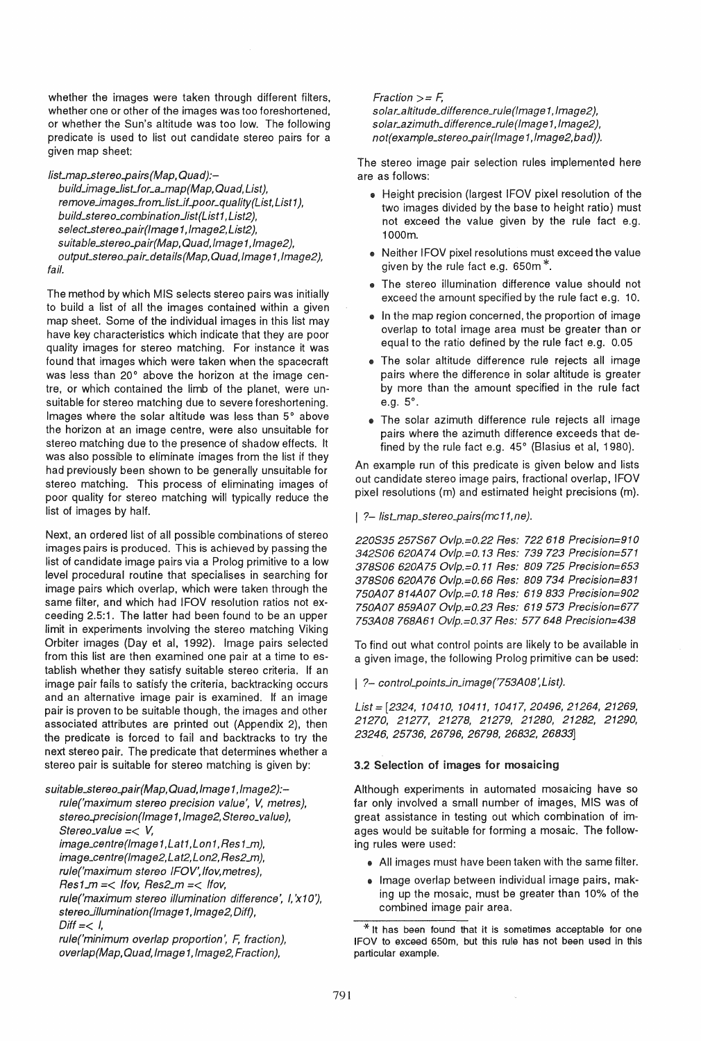whether the images were taken through different filters, whether one or other of the images was too foreshortened, or whether the Sun's altitude was too low. The following predicate is used to list out candidate stereo pairs for a given map sheet:

```
list_map_stereo_pairs(Map,Quad):-
    build_image_list_for_a_map(Map,Quad,List),
    remove_images_from_list_if_poor_quality(List,List1),
    build_stereo_combination_list(List1,List2),
    select_stereo_pair(Image1,Image2,List2),
    suitable_stereo_pair(Map,Quad,Image1,Image2),
    output_stereo_pair_details(Map,Quad,Image1,Image2),
fail.
```

The method by which MIS selects stereo pairs was initially to build a list of all the images contained within a given map sheet. Some of the individual images in this list may have key characteristics which indicate that they are poor quality images for stereo matching. For instance it was found that images which were taken when the spacecraft was less than 20° above the horizon at the image centre, or which contained the limb of the planet, were unsuitable for stereo matching due to severe foreshortening. Images where the solar altitude was less than 5° above the horizon at an image centre, were also unsuitable for stereo matching due to the presence of shadow effects. It was also possible to eliminate images from the list if they had previously been shown to be generally unsuitable for stereo matching. This process of eliminating images of poor quality for stereo matching will typically reduce the list of images by half.

Next, an ordered list of all possible combinations of stereo images pairs is produced. This is achieved by passing the list of candidate image pairs via a Prolog primitive to a low level procedural routine that specialises in searching for image pairs which overlap, which were taken through the same filter, and which had IFOV resolution ratios not exceeding 2.5:1. The latter had been found to be an upper limit in experiments involving the stereo matching Viking Orbiter images (Day et al, 1992). Image pairs selected from this list are then examined one pair at a time to establish whether they satisfy suitable stereo criteria. If an image pair fails to satisfy the criteria, backtracking occurs and an alternative image pair is examined. If an image pair is proven to be suitable though, the images and other associated attributes are printed out (Appendix 2), then the predicate is forced to fail and backtracks to try the next stereo pair. The predicate that determines whether a stereo pair is suitable for stereo matching is given by:

```
suitable_stereo_pair(Map,Quad,Image1,Image2):-
    rule('maximum stereo precision value', V, metres),
    stereo_precision(Image1,Image2,Stereo_value),
    Stereo_value =< V,
    image_centre(Image1,Lat1,Lon1,Res1_m),
    image_centre(Image2,Lat2,Lon2,Res2_m),
    rule('maximum stereo IFOV',Ifov,metres),
    Res1_m =< Ifov, Res2_m =< Ifov,
    rule('maximum stereo illumination difference', I,'x10'),
    stereo_illumination(Image1,Image2,Diff),
    Diff =< I,
    rule('minimum overlap proportion', F, fraction),
    overlap(Map,Quad,Image1,Image2,Fraction),
    Fraction >= F,
    solar_altitude_difference_rule(Image1,Image2),
    solar_azimuth_difference_rule(Image1,Image2),
    not(example_stereo_pair(Image1,Image2,bad)).
```

The stereo image pair selection rules implemented here are as follows:

- Height precision (largest IFOV pixel resolution of the two images divided by the base to height ratio) must not exceed the value given by the rule fact e.g. 1000m.
- Neither IFOV pixel resolutions must exceed the value given by the rule fact e.g. 650m*.
- The stereo illumination difference value should not exceed the amount specified by the rule fact e.g. 10.
- In the map region concerned, the proportion of image overlap to total image area must be greater than or equal to the ratio defined by the rule fact e.g. 0.05
- The solar altitude difference rule rejects all image pairs where the difference in solar altitude is greater by more than the amount specified in the rule fact e.g. 5°.
- The solar azimuth difference rule rejects all image pairs where the azimuth difference exceeds that defined by the rule fact e.g. 45° (Blasius et al, 1980).

An example run of this predicate is given below and lists out candidate stereo image pairs, fractional overlap, IFOV pixel resolutions (m) and estimated height precisions (m).

```
| ?- list_map_stereo_pairs(mc11,ne).

220S35 257S67 Ovlp.=0.22 Res: 722 618 Precision=910
342S06 620A74 Ovlp.=0.13 Res: 739 723 Precision=571
378S06 620A75 Ovlp.=0.11 Res: 809 725 Precision=653
378S06 620A76 Ovlp.=0.66 Res: 809 734 Precision=831
750A07 814A07 Ovlp.=0.18 Res: 619 833 Precision=902
750A07 859A07 Ovlp.=0.23 Res: 619 573 Precision=677
753A08 768A61 Ovlp.=0.37 Res: 577 648 Precision=438
```

To find out what control points are likely to be available in a given image, the following Prolog primitive can be used:

```
| ?- control_points_in_image('753A08',List).

List = [2324, 10410, 10411, 10417, 20496, 21264, 21269,
21270, 21277, 21278, 21279, 21280, 21282, 21290,
23246, 25736, 26796, 26798, 26832, 26833]
```

### 3.2 Selection of images for mosaicing

Although experiments in automated mosaicing have so far only involved a small number of images, MIS was of great assistance in testing out which combination of images would be suitable for forming a mosaic. The following rules were used:

- All images must have been taken with the same filter.
- Image overlap between individual image pairs, making up the mosaic, must be greater than 10% of the combined image pair area.

* It has been found that it is sometimes acceptable for one IFOV to exceed 650m, but this rule has not been used in this particular example.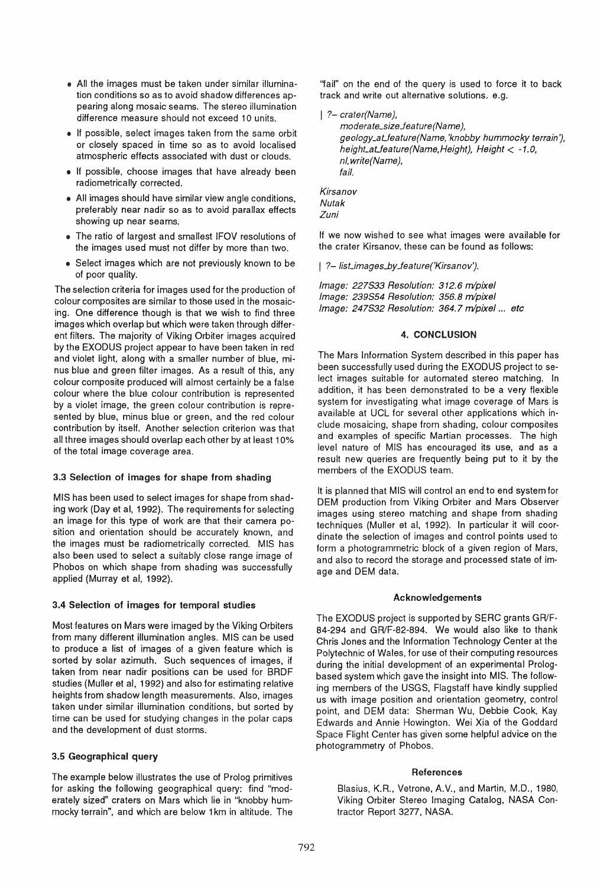- All the images must be taken under similar illumination conditions so as to avoid shadow differences appearing along mosaic seams. The stereo illumination difference measure should not exceed 10 units.
- If possible, select images taken from the same orbit or closely spaced in time so as to avoid localised atmospheric effects associated with dust or clouds.
- If possible, choose images that have already been radiometrically corrected.
- All images should have similar view angle conditions, preferably near nadir so as to avoid parallax effects showing up near seams.
- The ratio of largest and smallest IFOV resolutions of the images used must not differ by more than two.
- Select images which are not previously known to be of poor quality.

The selection criteria for images used for the production of colour composites are similar to those used in the mosaicing. One difference though is that we wish to find three images which overlap but which were taken through different filters. The majority of Viking Orbiter images acquired by the EXODUS project appear to have been taken in red and violet light, along with a smaller number of blue, minus blue and green filter images. As a result of this, any colour composite produced will almost certainly be a false colour where the blue colour contribution is represented by a violet image, the green colour contribution is represented by blue, minus blue or green, and the red colour contribution by itself. Another selection criterion was that all three images should overlap each other by at least 10% of the total image coverage area.

### 3.3 Selection of images for shape from shading

MIS has been used to select images for shape from shading work (Day et al, 1992). The requirements for selecting an image for this type of work are that their camera position and orientation should be accurately known, and the images must be radiometrically corrected. MIS has also been used to select a suitably close range image of Phobos on which shape from shading was successfully applied (Murray et al, 1992).

### 3.4 Selection of images for temporal studies

Most features on Mars were imaged by the Viking Orbiters from many different illumination angles. MIS can be used to produce a list of images of a given feature which is sorted by solar azimuth. Such sequences of images, if taken from near nadir positions can be used for BRDF studies (Muller et al, 1992) and also for estimating relative heights from shadow length measurements. Also, images taken under similar illumination conditions, but sorted by time can be used for studying changes in the polar caps and the development of dust storms.

### 3.5 Geographical query

The example below illustrates the use of Prolog primitives for asking the following geographical query: find "moderately sized" craters on Mars which lie in "knobby hummocky terrain", and which are below 1km in altitude. The "fail" on the end of the query is used to force it to back track and write out alternative solutions. e.g.

```
| ?- crater(Name),
     moderate_size_feature(Name),
     geology_at_feature(Name,'knobby hummocky terrain'),
     height_at_feature(Name,Height), Height < -1.0,
     nl,write(Name),
     fail.

Kirsanov
Nutak
Zuni
```

If we now wished to see what images were available for the crater Kirsanov, these can be found as follows:

```
| ?- list_images_by_feature('Kirsanov').

Image: 227S33 Resolution: 312.6 m/pixel
Image: 239S54 Resolution: 356.8 m/pixel
Image: 247S32 Resolution: 364.7 m/pixel ... etc
```

## 4. CONCLUSION

The Mars Information System described in this paper has been successfully used during the EXODUS project to select images suitable for automated stereo matching. In addition, it has been demonstrated to be a very flexible system for investigating what image coverage of Mars is available at UCL for several other applications which include mosaicing, shape from shading, colour composites and examples of specific Martian processes. The high level nature of MIS has encouraged its use, and as a result new queries are frequently being put to it by the members of the EXODUS team.

It is planned that MIS will control an end to end system for DEM production from Viking Orbiter and Mars Observer images using stereo matching and shape from shading techniques (Muller et al, 1992). In particular it will coordinate the selection of images and control points used to form a photogrammetric block of a given region of Mars, and also to record the storage and processed state of image and DEM data.

#### Acknowledgements

The EXODUS project is supported by SERC grants GR/F-84-294 and GR/F-82-894. We would also like to thank Chris Jones and the Information Technology Center at the Polytechnic of Wales, for use of their computing resources during the initial development of an experimental Prolog-based system which gave the insight into MIS. The following members of the USGS, Flagstaff have kindly supplied us with image position and orientation geometry, control point, and DEM data: Sherman Wu, Debbie Cook, Kay Edwards and Annie Howington. Wei Xia of the Goddard Space Flight Center has given some helpful advice on the photogrammetry of Phobos.

#### References

Blasius, K.R., Vetrone, A.V., and Martin, M.D., 1980, Viking Orbiter Stereo Imaging Catalog, NASA Contractor Report 3277, NASA.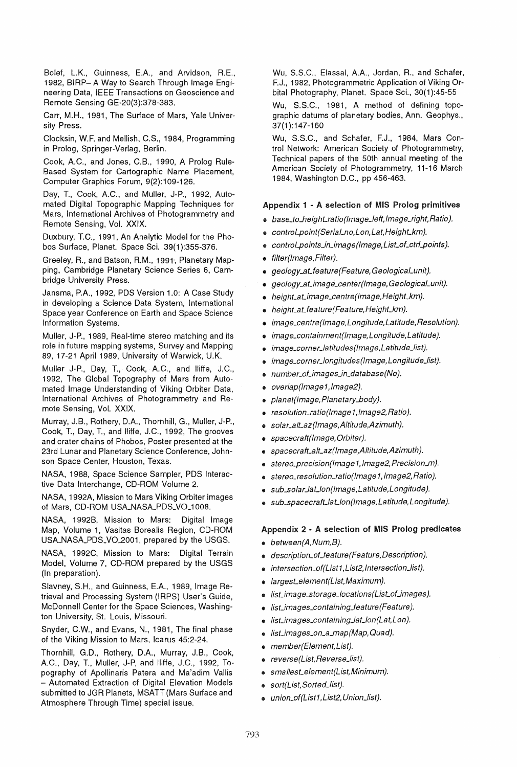Bolef, L.K., Guinness, E.A., and Arvidson, R.E., 1982, BIRP– A Way to Search Through Image Engineering Data, IEEE Transactions on Geoscience and Remote Sensing GE-20(3):378-383.

Carr, M.H., 1981, The Surface of Mars, Yale University Press.

Clocksin, W.F. and Mellish, C.S., 1984, Programming in Prolog, Springer-Verlag, Berlin.

Cook, A.C., and Jones, C.B., 1990, A Prolog Rule-Based System for Cartographic Name Placement, Computer Graphics Forum, 9(2):109-126.

Day, T., Cook, A.C., and Muller, J-P., 1992, Automated Digital Topographic Mapping Techniques for Mars, International Archives of Photogrammetry and Remote Sensing, Vol. XXIX.

Duxbury, T.C., 1991, An Analytic Model for the Phobos Surface, Planet. Space Sci. 39(1):355-376.

Greeley, R., and Batson, R.M., 1991, Planetary Mapping, Cambridge Planetary Science Series 6, Cambridge University Press.

Jansma, P.A., 1992, PDS Version 1.0: A Case Study in developing a Science Data System, International Space year Conference on Earth and Space Science Information Systems.

Muller, J-P., 1989, Real-time stereo matching and its role in future mapping systems, Survey and Mapping 89, 17-21 April 1989, University of Warwick, U.K.

Muller J-P., Day, T., Cook, A.C., and Iliffe, J.C., 1992, The Global Topography of Mars from Automated Image Understanding of Viking Orbiter Data, International Archives of Photogrammetry and Remote Sensing, Vol. XXIX.

Murray, J.B., Rothery, D.A., Thornhill, G., Muller, J-P., Cook, T., Day, T., and Iliffe, J.C., 1992, The grooves and crater chains of Phobos, Poster presented at the 23rd Lunar and Planetary Science Conference, Johnson Space Center, Houston, Texas.

NASA, 1988, Space Science Sampler, PDS Interactive Data Interchange, CD-ROM Volume 2.

NASA, 1992A, Mission to Mars Viking Orbiter images of Mars, CD-ROM USA_NASA_PDS_VO_1008.

NASA, 1992B, Mission to Mars: Digital Image Map, Volume 1, Vasitas Borealis Region, CD-ROM USA_NASA_PDS_VO_2001, prepared by the USGS.

NASA, 1992C, Mission to Mars: Digital Terrain Model, Volume 7, CD-ROM prepared by the USGS (In preparation).

Slavney, S.H., and Guinness, E.A., 1989, Image Retrieval and Processing System (IRPS) User's Guide, McDonnell Center for the Space Sciences, Washington University, St. Louis, Missouri.

Snyder, C.W., and Evans, N., 1981, The final phase of the Viking Mission to Mars, Icarus 45:2-24.

Thornhill, G.D., Rothery, D.A., Murray, J.B., Cook, A.C., Day, T., Muller, J-P, and Iliffe, J.C., 1992, Topography of Apollinaris Patera and Ma'adim Vallis – Automated Extraction of Digital Elevation Models submitted to JGR Planets, MSATT (Mars Surface and Atmosphere Through Time) special issue.

Wu, S.S.C., Elassal, A.A., Jordan, R., and Schafer, F.J., 1982, Photogrammetric Application of Viking Orbital Photography, Planet. Space Sci., 30(1):45-55

Wu, S.S.C., 1981, A method of defining topographic datums of planetary bodies, Ann. Geophys., 37(1):147-160

Wu, S.S.C., and Schafer, F.J., 1984, Mars Control Network: American Society of Photogrammetry, Technical papers of the 50th annual meeting of the American Society of Photogrammetry, 11-16 March 1984, Washington D.C., pp 456-463.

### Appendix 1 - A selection of MIS Prolog primitives

- *base_to_height_ratio(Image_left,Image_right,Ratio).*
- *control_point(Serial_no,Lon,Lat,Height_km).*
- *control_points_in_image(Image,List_of_ctrl_points).*
- *filter(Image,Filter).*
- *geology_at_feature(Feature,Geological_unit).*
- *geology_at_image_center(Image,Geological_unit).*
- *height_at_image_centre(Image,Height_km).*
- *height_at_feature(Feature,Height_km).*
- *image_centre(Image,Longitude,Latitude,Resolution).*
- *image_containment(Image,Longitude,Latitude).*
- *image_corner_latitudes(Image,Latitude_list).*
- *image_corner_longitudes(Image,Longitude_list).*
- *number_of_images_in_database(No).*
- *overlap(Image1,Image2).*
- *planet(Image,Planetary_body).*
- *resolution_ratio(Image1,Image2,Ratio).*
- *solar_alt_az(Image,Altitude,Azimuth).*
- *spacecraft(Image,Orbiter).*
- *spacecraft_alt_az(Image,Altitude,Azimuth).*
- *stereo_precision(Image1,Image2,Precision_m).*
- *stereo_resolution_ratio(Image1,Image2,Ratio).*
- *sub_solar_lat_lon(Image,Latitude,Longitude).*
- *sub_spacecraft_lat_lon(Image,Latitude,Longitude).*

### Appendix 2 - A selection of MIS Prolog predicates

- *between(A,Num,B).*
- *description_of_feature(Feature,Description).*
- *intersection_of(List1,List2,Intersection_list).*
- *largest_element(List,Maximum).*
- *list_image_storage_locations(List_of_images).*
- *list_images_containing_feature(Feature).*
- *list_images_containing_lat_lon(Lat,Lon).*
- *list_images_on_a_map(Map,Quad).*
- *member(Element,List).*
- *reverse(List,Reverse_list).*
- *smallest_element(List,Minimum).*
- *sort(List,Sorted_list).*
- *union_of(List1,List2,Union_list).*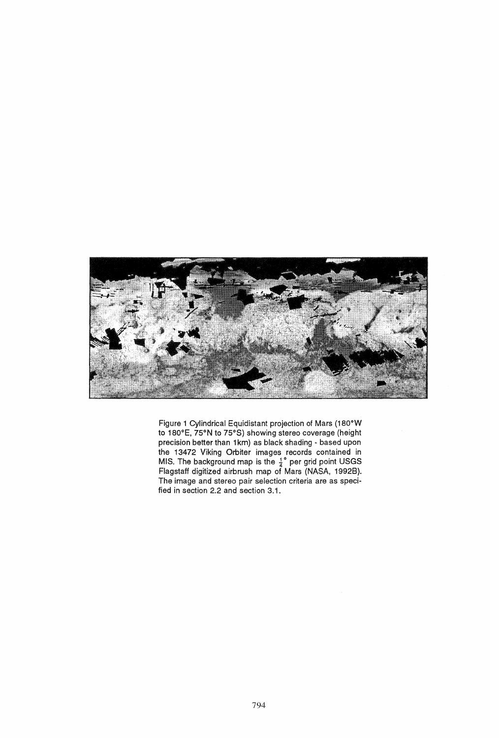Figure 1 Cylindrical Equidistant projection of Mars (180°W to 180°E, 75°N to 75°S) showing stereo coverage (height precision better than 1km) as black shading - based upon the 13472 Viking Orbiter images records contained in MIS. The background map is the $\frac{1}{4}°$ per grid point USGS Flagstaff digitized airbrush map of Mars (NASA, 1992B). The image and stereo pair selection criteria are as specified in section 2.2 and section 3.1.